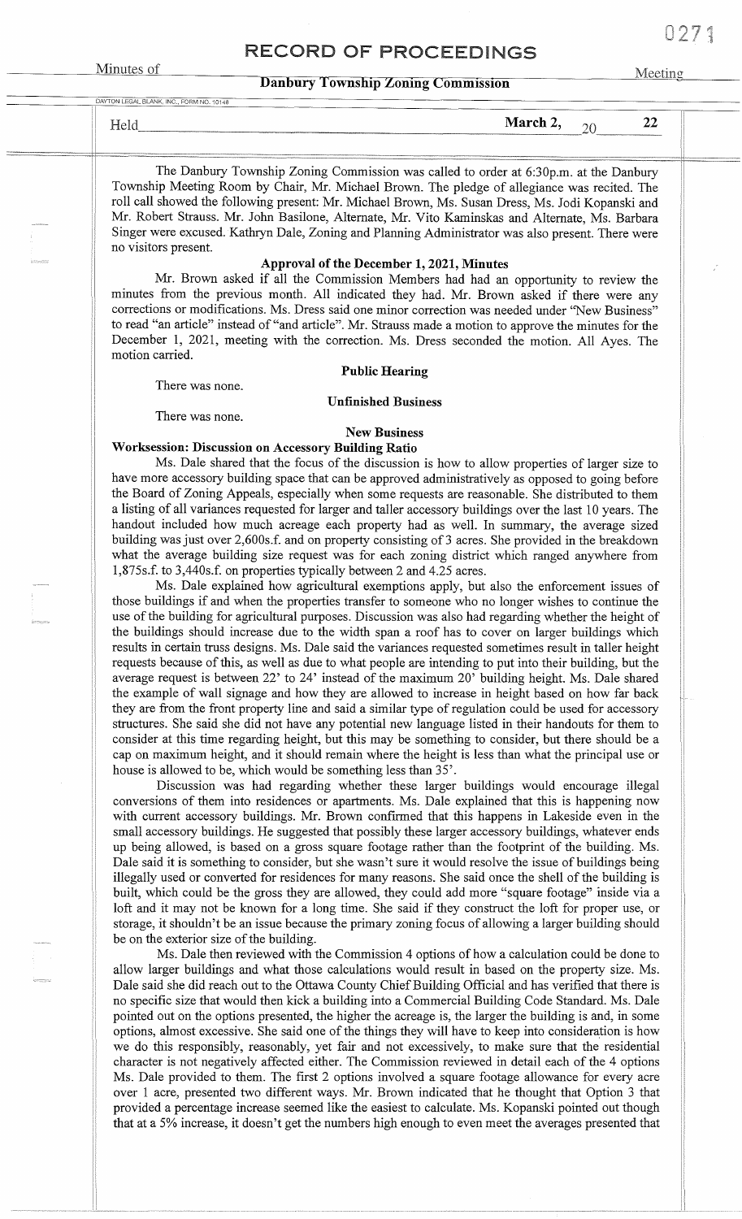# RECORD OF PROCEEDINGS

Minutes of **Danbury Township Zoning Commission** Meeting

Held **March 2, 2022**

The Danbury Township Zoning Commission was called to order at 6:30p.m. at the Danbury Township Meeting Room by Chair, Mr. Michael Brown. The pledge of allegiance was recited. The roll call showed the following present: Mr. Michael Brown, Ms. Susan Dress, Ms. Jodi Kopanski and Mr. Robert Strauss. Mr. John Basilone, Alternate, Mr. Vito Kaminskas and Alternate, Ms. Barbara Singer were excused. Kathryn Dale, Zoning and Planning Administrator was also present. There were no visitors present.

**Approval of the December 1, 2021, Minutes**

Mr. Brown asked if all the Commission Members had had an opportunity to review the minutes from the previous month. All indicated they had. Mr. Brown asked if there were any corrections or modifications. Ms. Dress said one minor correction was needed under "New Business" to read "an article" instead of "and article". Mr. Strauss made a motion to approve the minutes for the December 1, 2021, meeting with the correction. Ms. Dress seconded the motion. All Ayes. The motion carried.

**Public Hearing**

There was none.

**Unfinished Business**

There was none.

**New Business**

**Worksession: Discussion on Accessory Building Ratio**

Ms. Dale shared that the focus of the discussion is how to allow properties of larger size to have more accessory building space that can be approved administratively as opposed to going before the Board of Zoning Appeals, especially when some requests are reasonable. She distributed to them a listing of all variances requested for larger and taller accessory buildings over the last 10 years. The handout included how much acreage each property had as well. In summary, the average sized building was just over 2,600s.f. and on property consisting of 3 acres. She provided in the breakdown what the average building size request was for each zoning district which ranged anywhere from 1,875s.f. to 3,440s.f. on properties typically between 2 and 4.25 acres.

Ms. Dale explained how agricultural exemptions apply, but also the enforcement issues of those buildings if and when the properties transfer to someone who no longer wishes to continue the use of the building for agricultural purposes. Discussion was also had regarding whether the height of the buildings should increase due to the width span a roof has to cover on larger buildings which results in certain truss designs. Ms. Dale said the variances requested sometimes result in taller height requests because of this, as well as due to what people are intending to put into their building, but the average request is between 22' to 24' instead of the maximum 20' building height. Ms. Dale shared the example of wall signage and how they are allowed to increase in height based on how far back they are from the front property line and said a similar type of regulation could be used for accessory structures. She said she did not have any potential new language listed in their handouts for them to consider at this time regarding height, but this may be something to consider, but there should be a cap on maximum height, and it should remain where the height is less than what the principal use or house is allowed to be, which would be something less than 35'.

Discussion was had regarding whether these larger buildings would encourage illegal conversions of them into residences or apartments. Ms. Dale explained that this is happening now with current accessory buildings. Mr. Brown confirmed that this happens in Lakeside even in the small accessory buildings. He suggested that possibly these larger accessory buildings, whatever ends up being allowed, is based on a gross square footage rather than the footprint of the building. Ms. Dale said it is something to consider, but she wasn't sure it would resolve the issue of buildings being illegally used or converted for residences for many reasons. She said once the shell of the building is built, which could be the gross they are allowed, they could add more "square footage" inside via a loft and it may not be known for a long time. She said if they construct the loft for proper use, or storage, it shouldn't be an issue because the primary zoning focus of allowing a larger building should be on the exterior size of the building.

Ms. Dale then reviewed with the Commission 4 options of how a calculation could be done to allow larger buildings and what those calculations would result in based on the property size. Ms. Dale said she did reach out to the Ottawa County Chief Building Official and has verified that there is no specific size that would then kick a building into a Commercial Building Code Standard. Ms. Dale pointed out on the options presented, the higher the acreage is, the larger the building is and, in some options, almost excessive. She said one of the things they will have to keep into consideration is how we do this responsibly, reasonably, yet fair and not excessively, to make sure that the residential character is not negatively affected either. The Commission reviewed in detail each of the 4 options Ms. Dale provided to them. The first 2 options involved a square footage allowance for every acre over 1 acre, presented two different ways. Mr. Brown indicated that he thought that Option 3 that provided a percentage increase seemed like the easiest to calculate. Ms. Kopanski pointed out though that at a 5% increase, it doesn't get the numbers high enough to even meet the averages presented that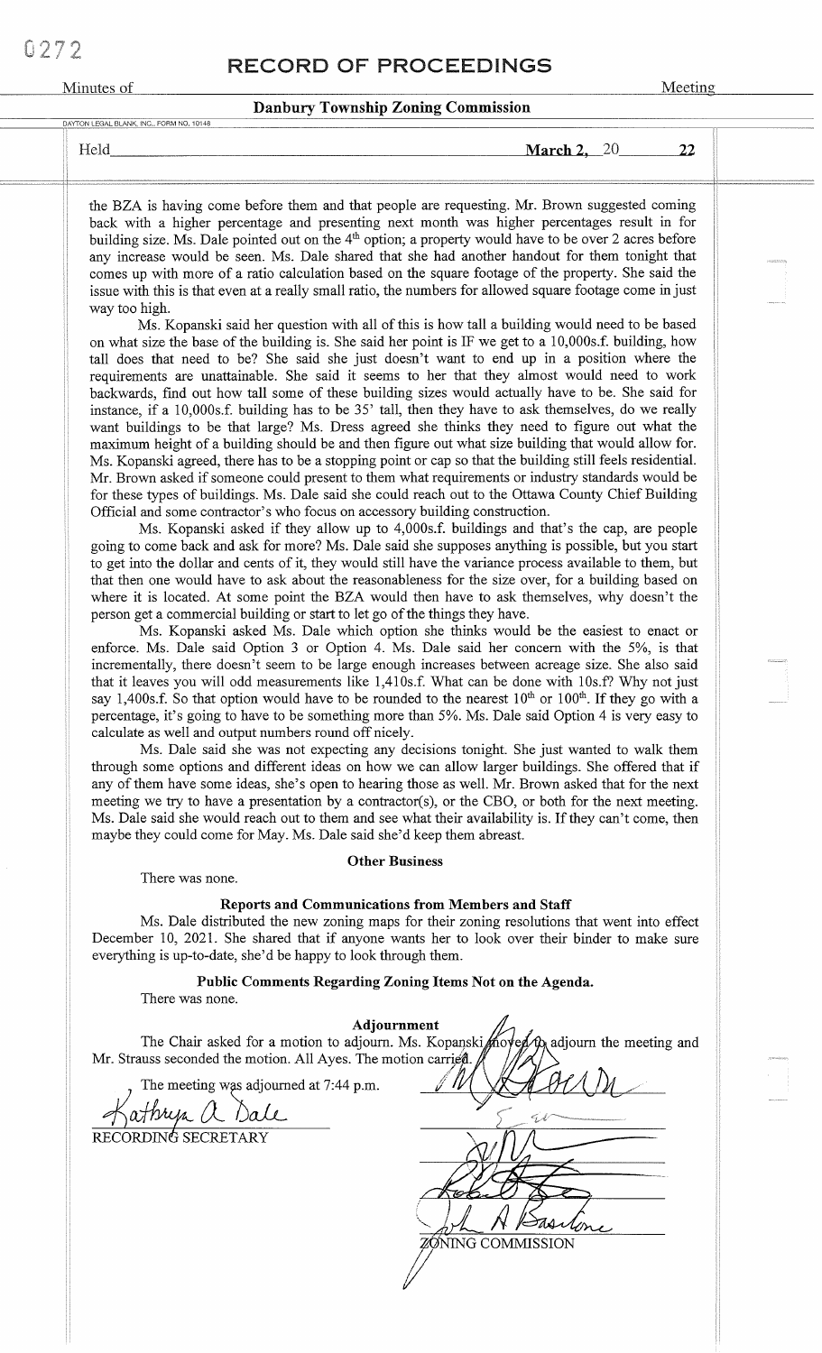RECORD OF PROCEEDINGS

Minutes of **Danbury Township Zoning Commission** Meeting

Held **March 2, 2022**

the BZA is having come before them and that people are requesting. Mr. Brown suggested coming back with a higher percentage and presenting next month was higher percentages result in for building size. Ms. Dale pointed out on the 4th option; a property would have to be over 2 acres before any increase would be seen. Ms. Dale shared that she had another handout for them tonight that comes up with more of a ratio calculation based on the square footage of the property. She said the issue with this is that even at a really small ratio, the numbers for allowed square footage come in just way too high.

Ms. Kopanski said her question with all of this is how tall a building would need to be based on what size the base of the building is. She said her point is IF we get to a 10,000s.f. building, how tall does that need to be? She said she just doesn't want to end up in a position where the requirements are unattainable. She said it seems to her that they almost would need to work backwards, find out how tall some of these building sizes would actually have to be. She said for instance, if a 10,000s.f. building has to be 35' tall, then they have to ask themselves, do we really want buildings to be that large? Ms. Dress agreed she thinks they need to figure out what the maximum height of a building should be and then figure out what size building that would allow for. Ms. Kopanski agreed, there has to be a stopping point or cap so that the building still feels residential. Mr. Brown asked if someone could present to them what requirements or industry standards would be for these types of buildings. Ms. Dale said she could reach out to the Ottawa County Chief Building Official and some contractor's who focus on accessory building construction.

Ms. Kopanski asked if they allow up to 4,000s.f. buildings and that's the cap, are people going to come back and ask for more? Ms. Dale said she supposes anything is possible, but you start to get into the dollar and cents of it, they would still have the variance process available to them, but that then one would have to ask about the reasonableness for the size over, for a building based on where it is located. At some point the BZA would then have to ask themselves, why doesn't the person get a commercial building or start to let go of the things they have.

Ms. Kopanski asked Ms. Dale which option she thinks would be the easiest to enact or enforce. Ms. Dale said Option 3 or Option 4. Ms. Dale said her concern with the 5%, is that incrementally, there doesn't seem to be large enough increases between acreage size. She also said that it leaves you will odd measurements like 1,410s.f. What can be done with 10s.f? Why not just say 1,400s.f. So that option would have to be rounded to the nearest 10th or 100th. If they go with a percentage, it's going to have to be something more than 5%. Ms. Dale said Option 4 is very easy to calculate as well and output numbers round off nicely.

Ms. Dale said she was not expecting any decisions tonight. She just wanted to walk them through some options and different ideas on how we can allow larger buildings. She offered that if any of them have some ideas, she's open to hearing those as well. Mr. Brown asked that for the next meeting we try to have a presentation by a contractor(s), or the CBO, or both for the next meeting. Ms. Dale said she would reach out to them and see what their availability is. If they can't come, then maybe they could come for May. Ms. Dale said she'd keep them abreast.

**Other Business**

There was none.

**Reports and Communications from Members and Staff**

Ms. Dale distributed the new zoning maps for their zoning resolutions that went into effect December 10, 2021. She shared that if anyone wants her to look over their binder to make sure everything is up-to-date, she'd be happy to look through them.

**Public Comments Regarding Zoning Items Not on the Agenda.**

There was none.

**Adjournment**

The Chair asked for a motion to adjourn. Ms. Kopanski moved to adjourn the meeting and Mr. Strauss seconded the motion. All Ayes. The motion carried.

The meeting was adjourned at 7:44 p.m.

Kathryn A. Dale
RECORDING SECRETARY

ZONING COMMISSION